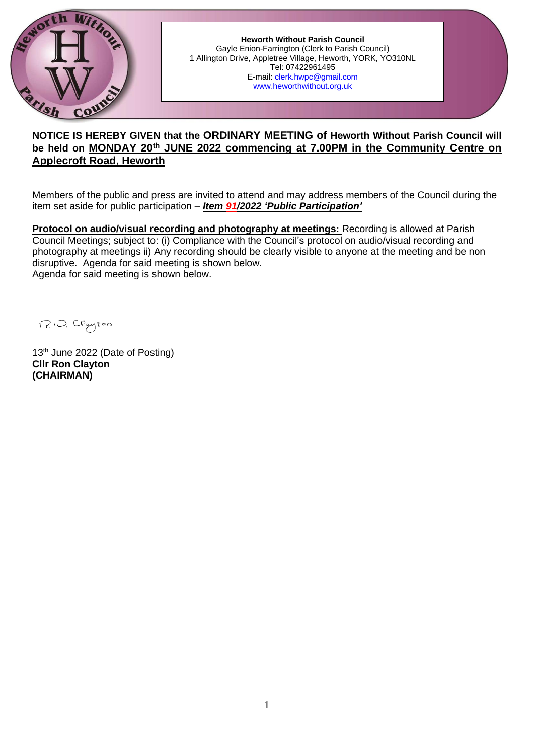**Heworth Without Parish Council**
Gayle Enion-Farrington (Clerk to Parish Council)
1 Allington Drive, Appletree Village, Heworth, YORK, YO310NL
Tel: 07422961495
E-mail: clerk.hwpc@gmail.com
www.heworthwithout.org.uk

**NOTICE IS HEREBY GIVEN that the ORDINARY MEETING of Heworth Without Parish Council will be held on MONDAY 20th JUNE 2022 commencing at 7.00PM in the Community Centre on Applecroft Road, Heworth**

Members of the public and press are invited to attend and may address members of the Council during the item set aside for public participation – ***Item 91/2022 'Public Participation'***

**Protocol on audio/visual recording and photography at meetings:** Recording is allowed at Parish Council Meetings; subject to: (i) Compliance with the Council's protocol on audio/visual recording and photography at meetings ii) Any recording should be clearly visible to anyone at the meeting and be non disruptive. Agenda for said meeting is shown below.
Agenda for said meeting is shown below.

R.D. Clayton

13th June 2022 (Date of Posting)
**Cllr Ron Clayton**
**(CHAIRMAN)**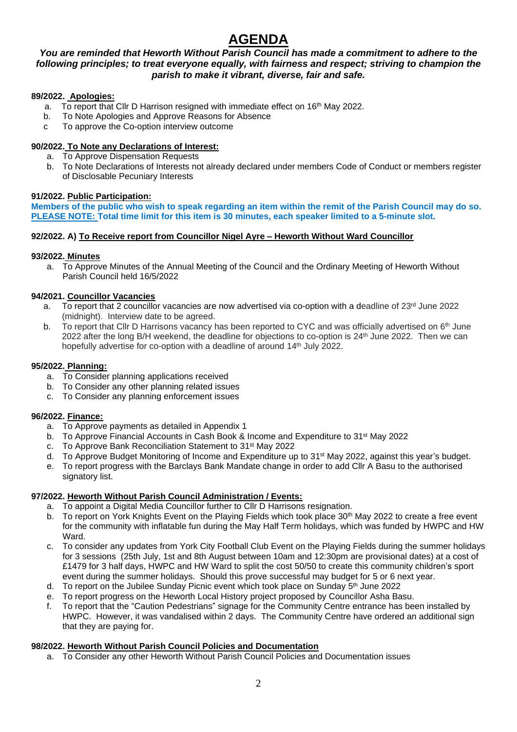# AGENDA

***You are reminded that Heworth Without Parish Council has made a commitment to adhere to the following principles; to treat everyone equally, with fairness and respect; striving to champion the parish to make it vibrant, diverse, fair and safe.***

**89/2022. Apologies:**

a. To report that Cllr D Harrison resigned with immediate effect on 16th May 2022.
b. To Note Apologies and Approve Reasons for Absence
c To approve the Co-option interview outcome

**90/2022. To Note any Declarations of Interest:**

a. To Approve Dispensation Requests
b. To Note Declarations of Interests not already declared under members Code of Conduct or members register of Disclosable Pecuniary Interests

**91/2022. Public Participation:**

**Members of the public who wish to speak regarding an item within the remit of the Parish Council may do so. PLEASE NOTE: Total time limit for this item is 30 minutes, each speaker limited to a 5-minute slot.**

**92/2022. A) To Receive report from Councillor Nigel Ayre – Heworth Without Ward Councillor**

**93/2022. Minutes**

a. To Approve Minutes of the Annual Meeting of the Council and the Ordinary Meeting of Heworth Without Parish Council held 16/5/2022

**94/2021. Councillor Vacancies**

a. To report that 2 councillor vacancies are now advertised via co-option with a deadline of 23rd June 2022 (midnight). Interview date to be agreed.
b. To report that Cllr D Harrisons vacancy has been reported to CYC and was officially advertised on 6th June 2022 after the long B/H weekend, the deadline for objections to co-option is 24th June 2022. Then we can hopefully advertise for co-option with a deadline of around 14th July 2022.

**95/2022. Planning:**

a. To Consider planning applications received
b. To Consider any other planning related issues
c. To Consider any planning enforcement issues

**96/2022. Finance:**

a. To Approve payments as detailed in Appendix 1
b. To Approve Financial Accounts in Cash Book & Income and Expenditure to 31st May 2022
c. To Approve Bank Reconciliation Statement to 31st May 2022
d. To Approve Budget Monitoring of Income and Expenditure up to 31st May 2022, against this year's budget.
e. To report progress with the Barclays Bank Mandate change in order to add Cllr A Basu to the authorised signatory list.

**97/2022. Heworth Without Parish Council Administration / Events:**

a. To appoint a Digital Media Councillor further to Cllr D Harrisons resignation.
b. To report on York Knights Event on the Playing Fields which took place 30th May 2022 to create a free event for the community with inflatable fun during the May Half Term holidays, which was funded by HWPC and HW Ward.
c. To consider any updates from York City Football Club Event on the Playing Fields during the summer holidays for 3 sessions (25th July, 1st and 8th August between 10am and 12:30pm are provisional dates) at a cost of £1479 for 3 half days, HWPC and HW Ward to split the cost 50/50 to create this community children's sport event during the summer holidays. Should this prove successful may budget for 5 or 6 next year.
d. To report on the Jubilee Sunday Picnic event which took place on Sunday 5th June 2022
e. To report progress on the Heworth Local History project proposed by Councillor Asha Basu.
f. To report that the "Caution Pedestrians" signage for the Community Centre entrance has been installed by HWPC. However, it was vandalised within 2 days. The Community Centre have ordered an additional sign that they are paying for.

**98/2022. Heworth Without Parish Council Policies and Documentation**

a. To Consider any other Heworth Without Parish Council Policies and Documentation issues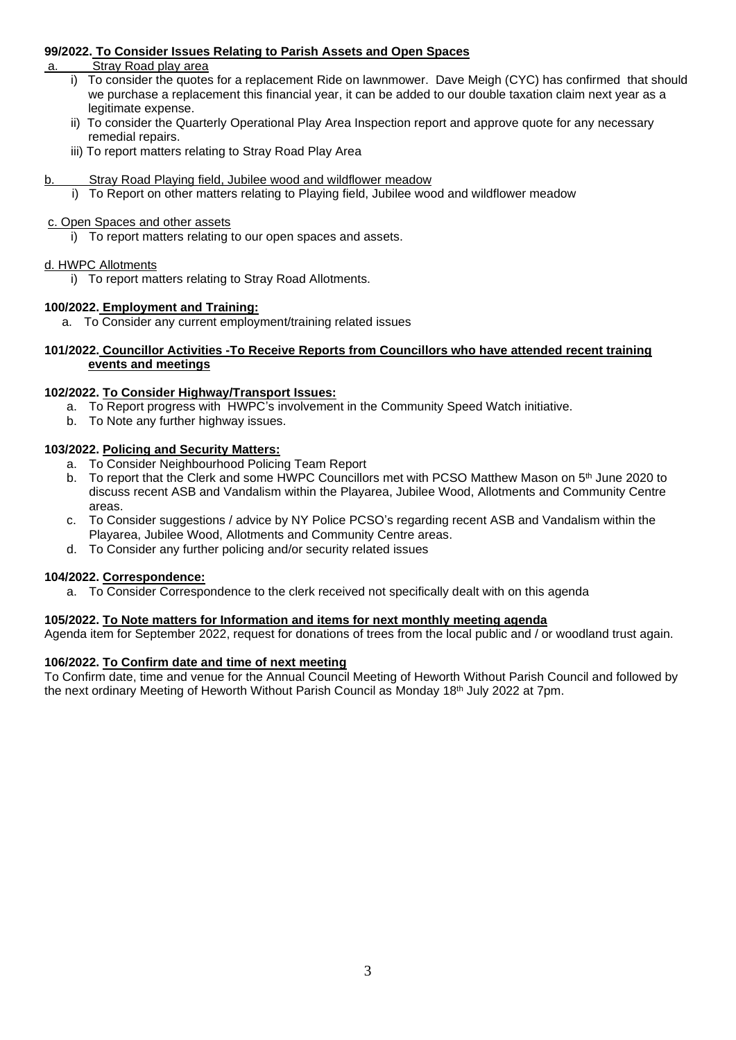**99/2022. To Consider Issues Relating to Parish Assets and Open Spaces**

a. Stray Road play area

i) To consider the quotes for a replacement Ride on lawnmower. Dave Meigh (CYC) has confirmed that should we purchase a replacement this financial year, it can be added to our double taxation claim next year as a legitimate expense.

ii) To consider the Quarterly Operational Play Area Inspection report and approve quote for any necessary remedial repairs.

iii) To report matters relating to Stray Road Play Area

b. Stray Road Playing field, Jubilee wood and wildflower meadow

i) To Report on other matters relating to Playing field, Jubilee wood and wildflower meadow

c. Open Spaces and other assets

i) To report matters relating to our open spaces and assets.

d. HWPC Allotments

i) To report matters relating to Stray Road Allotments.

**100/2022. Employment and Training:**

a. To Consider any current employment/training related issues

**101/2022. Councillor Activities -To Receive Reports from Councillors who have attended recent training events and meetings**

**102/2022. To Consider Highway/Transport Issues:**

a. To Report progress with HWPC's involvement in the Community Speed Watch initiative.
b. To Note any further highway issues.

**103/2022. Policing and Security Matters:**

a. To Consider Neighbourhood Policing Team Report
b. To report that the Clerk and some HWPC Councillors met with PCSO Matthew Mason on 5th June 2020 to discuss recent ASB and Vandalism within the Playarea, Jubilee Wood, Allotments and Community Centre areas.
c. To Consider suggestions / advice by NY Police PCSO's regarding recent ASB and Vandalism within the Playarea, Jubilee Wood, Allotments and Community Centre areas.
d. To Consider any further policing and/or security related issues

**104/2022. Correspondence:**

a. To Consider Correspondence to the clerk received not specifically dealt with on this agenda

**105/2022. To Note matters for Information and items for next monthly meeting agenda**

Agenda item for September 2022, request for donations of trees from the local public and / or woodland trust again.

**106/2022. To Confirm date and time of next meeting**

To Confirm date, time and venue for the Annual Council Meeting of Heworth Without Parish Council and followed by the next ordinary Meeting of Heworth Without Parish Council as Monday 18th July 2022 at 7pm.